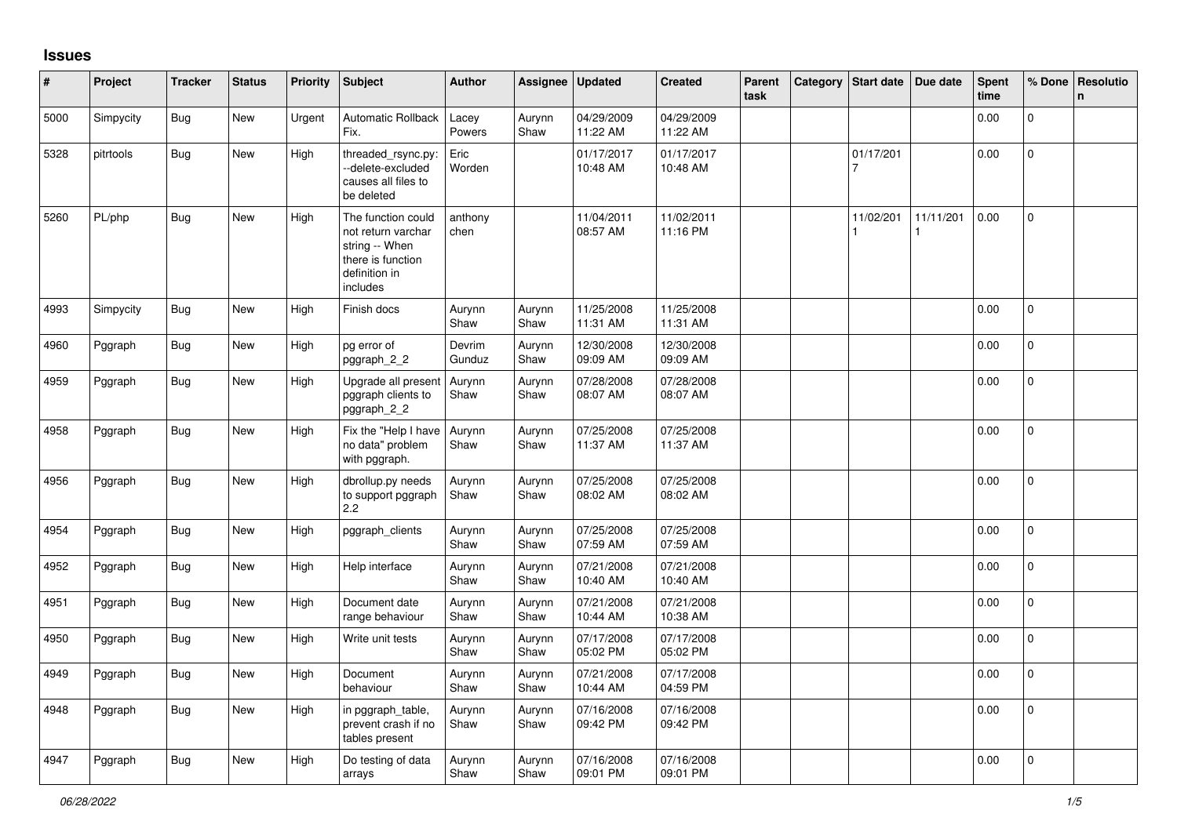## Issues

| # | Project | Tracker | Status | Priority | Subject | Author | Assignee | Updated | Created | Parent task | Category | Start date | Due date | Spent time | % Done | Resolution |
|---|---|---|---|---|---|---|---|---|---|---|---|---|---|---|---|---|
| 5000 | Simpycity | Bug | New | Urgent | Automatic Rollback Fix. | Lacey Powers | Aurynn Shaw | 04/29/2009 11:22 AM | 04/29/2009 11:22 AM | | | | | 0.00 | 0 | |
| 5328 | pitrtools | Bug | New | High | threaded_rsync.py: --delete-excluded causes all files to be deleted | Eric Worden | | 01/17/2017 10:48 AM | 01/17/2017 10:48 AM | | | 01/17/2017 | | 0.00 | 0 | |
| 5260 | PL/php | Bug | New | High | The function could not return varchar string -- When there is function definition in includes | anthony chen | | 11/04/2011 08:57 AM | 11/02/2011 11:16 PM | | | 11/02/2011 | 11/11/2011 | 0.00 | 0 | |
| 4993 | Simpycity | Bug | New | High | Finish docs | Aurynn Shaw | Aurynn Shaw | 11/25/2008 11:31 AM | 11/25/2008 11:31 AM | | | | | 0.00 | 0 | |
| 4960 | Pggraph | Bug | New | High | pg error of pggraph_2_2 | Devrim Gunduz | Aurynn Shaw | 12/30/2008 09:09 AM | 12/30/2008 09:09 AM | | | | | 0.00 | 0 | |
| 4959 | Pggraph | Bug | New | High | Upgrade all present pggraph clients to pggraph_2_2 | Aurynn Shaw | Aurynn Shaw | 07/28/2008 08:07 AM | 07/28/2008 08:07 AM | | | | | 0.00 | 0 | |
| 4958 | Pggraph | Bug | New | High | Fix the "Help I have no data" problem with pggraph. | Aurynn Shaw | Aurynn Shaw | 07/25/2008 11:37 AM | 07/25/2008 11:37 AM | | | | | 0.00 | 0 | |
| 4956 | Pggraph | Bug | New | High | dbrollup.py needs to support pggraph 2.2 | Aurynn Shaw | Aurynn Shaw | 07/25/2008 08:02 AM | 07/25/2008 08:02 AM | | | | | 0.00 | 0 | |
| 4954 | Pggraph | Bug | New | High | pggraph_clients | Aurynn Shaw | Aurynn Shaw | 07/25/2008 07:59 AM | 07/25/2008 07:59 AM | | | | | 0.00 | 0 | |
| 4952 | Pggraph | Bug | New | High | Help interface | Aurynn Shaw | Aurynn Shaw | 07/21/2008 10:40 AM | 07/21/2008 10:40 AM | | | | | 0.00 | 0 | |
| 4951 | Pggraph | Bug | New | High | Document date range behaviour | Aurynn Shaw | Aurynn Shaw | 07/21/2008 10:44 AM | 07/21/2008 10:38 AM | | | | | 0.00 | 0 | |
| 4950 | Pggraph | Bug | New | High | Write unit tests | Aurynn Shaw | Aurynn Shaw | 07/17/2008 05:02 PM | 07/17/2008 05:02 PM | | | | | 0.00 | 0 | |
| 4949 | Pggraph | Bug | New | High | Document behaviour | Aurynn Shaw | Aurynn Shaw | 07/21/2008 10:44 AM | 07/17/2008 04:59 PM | | | | | 0.00 | 0 | |
| 4948 | Pggraph | Bug | New | High | in pggraph_table, prevent crash if no tables present | Aurynn Shaw | Aurynn Shaw | 07/16/2008 09:42 PM | 07/16/2008 09:42 PM | | | | | 0.00 | 0 | |
| 4947 | Pggraph | Bug | New | High | Do testing of data arrays | Aurynn Shaw | Aurynn Shaw | 07/16/2008 09:01 PM | 07/16/2008 09:01 PM | | | | | 0.00 | 0 | |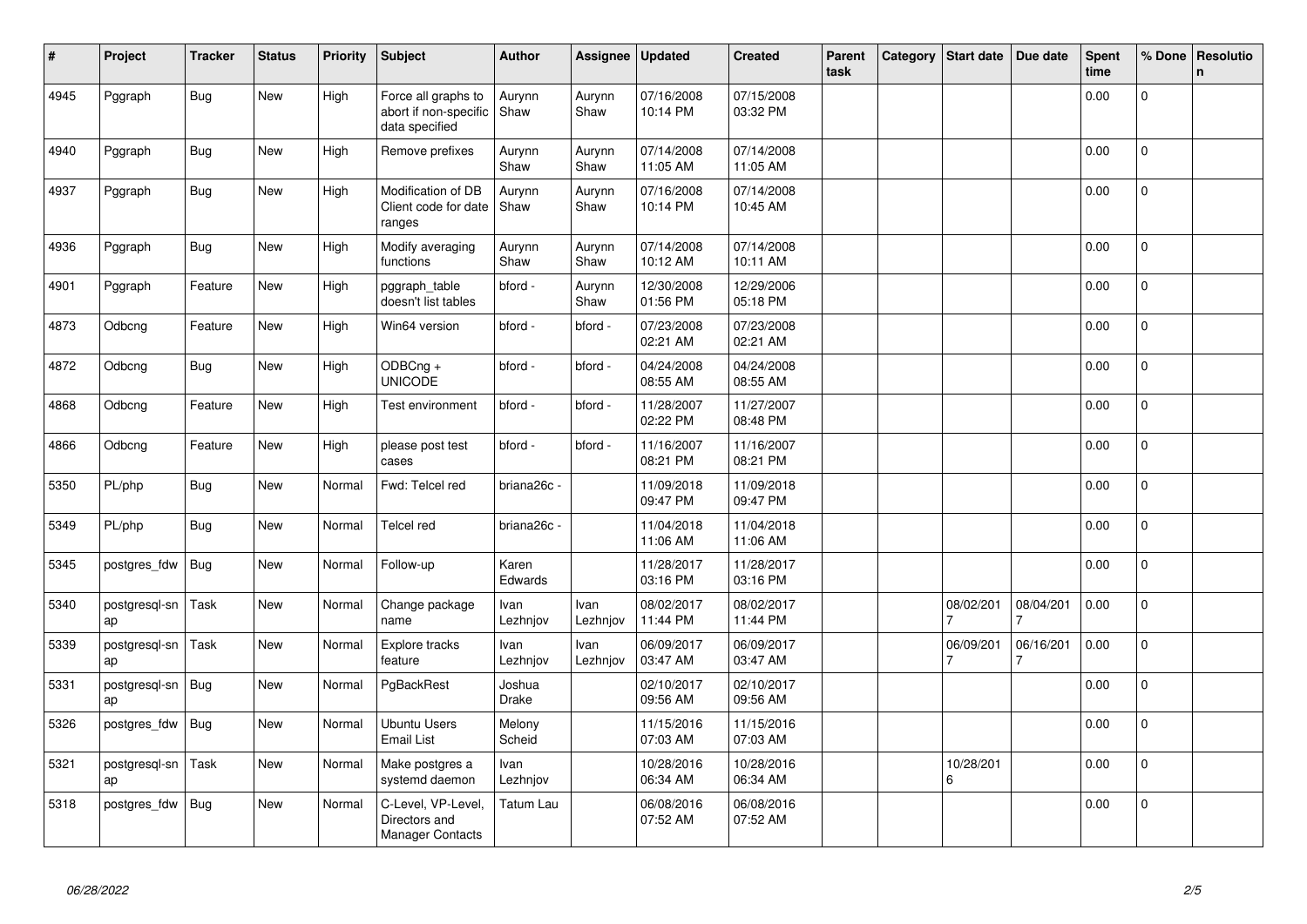| # | Project | Tracker | Status | Priority | Subject | Author | Assignee | Updated | Created | Parent task | Category | Start date | Due date | Spent time | % Done | Resolution |
|---|---|---|---|---|---|---|---|---|---|---|---|---|---|---|---|---|
| 4945 | Pggraph | Bug | New | High | Force all graphs to abort if non-specific data specified | Aurynn Shaw | Aurynn Shaw | 07/16/2008 10:14 PM | 07/15/2008 03:32 PM | | | | | 0.00 | 0 | |
| 4940 | Pggraph | Bug | New | High | Remove prefixes | Aurynn Shaw | Aurynn Shaw | 07/14/2008 11:05 AM | 07/14/2008 11:05 AM | | | | | 0.00 | 0 | |
| 4937 | Pggraph | Bug | New | High | Modification of DB Client code for date ranges | Aurynn Shaw | Aurynn Shaw | 07/16/2008 10:14 PM | 07/14/2008 10:45 AM | | | | | 0.00 | 0 | |
| 4936 | Pggraph | Bug | New | High | Modify averaging functions | Aurynn Shaw | Aurynn Shaw | 07/14/2008 10:12 AM | 07/14/2008 10:11 AM | | | | | 0.00 | 0 | |
| 4901 | Pggraph | Feature | New | High | pggraph_table doesn't list tables | bford - | Aurynn Shaw | 12/30/2008 01:56 PM | 12/29/2006 05:18 PM | | | | | 0.00 | 0 | |
| 4873 | Odbcng | Feature | New | High | Win64 version | bford - | bford - | 07/23/2008 02:21 AM | 07/23/2008 02:21 AM | | | | | 0.00 | 0 | |
| 4872 | Odbcng | Bug | New | High | ODBCng + UNICODE | bford - | bford - | 04/24/2008 08:55 AM | 04/24/2008 08:55 AM | | | | | 0.00 | 0 | |
| 4868 | Odbcng | Feature | New | High | Test environment | bford - | bford - | 11/28/2007 02:22 PM | 11/27/2007 08:48 PM | | | | | 0.00 | 0 | |
| 4866 | Odbcng | Feature | New | High | please post test cases | bford - | bford - | 11/16/2007 08:21 PM | 11/16/2007 08:21 PM | | | | | 0.00 | 0 | |
| 5350 | PL/php | Bug | New | Normal | Fwd: Telcel red | briana26c - | | 11/09/2018 09:47 PM | 11/09/2018 09:47 PM | | | | | 0.00 | 0 | |
| 5349 | PL/php | Bug | New | Normal | Telcel red | briana26c - | | 11/04/2018 11:06 AM | 11/04/2018 11:06 AM | | | | | 0.00 | 0 | |
| 5345 | postgres_fdw | Bug | New | Normal | Follow-up | Karen Edwards | | 11/28/2017 03:16 PM | 11/28/2017 03:16 PM | | | | | 0.00 | 0 | |
| 5340 | postgresql-snap | Task | New | Normal | Change package name | Ivan Lezhnjov | Ivan Lezhnjov | 08/02/2017 11:44 PM | 08/02/2017 11:44 PM | | | 08/02/2017 | 08/04/2017 | 0.00 | 0 | |
| 5339 | postgresql-snap | Task | New | Normal | Explore tracks feature | Ivan Lezhnjov | Ivan Lezhnjov | 06/09/2017 03:47 AM | 06/09/2017 03:47 AM | | | 06/09/2017 | 06/16/2017 | 0.00 | 0 | |
| 5331 | postgresql-snap | Bug | New | Normal | PgBackRest | Joshua Drake | | 02/10/2017 09:56 AM | 02/10/2017 09:56 AM | | | | | 0.00 | 0 | |
| 5326 | postgres_fdw | Bug | New | Normal | Ubuntu Users Email List | Melony Scheid | | 11/15/2016 07:03 AM | 11/15/2016 07:03 AM | | | | | 0.00 | 0 | |
| 5321 | postgresql-snap | Task | New | Normal | Make postgres a systemd daemon | Ivan Lezhnjov | | 10/28/2016 06:34 AM | 10/28/2016 06:34 AM | | | 10/28/2016 | | 0.00 | 0 | |
| 5318 | postgres_fdw | Bug | New | Normal | C-Level, VP-Level, Directors and Manager Contacts | Tatum Lau | | 06/08/2016 07:52 AM | 06/08/2016 07:52 AM | | | | | 0.00 | 0 | |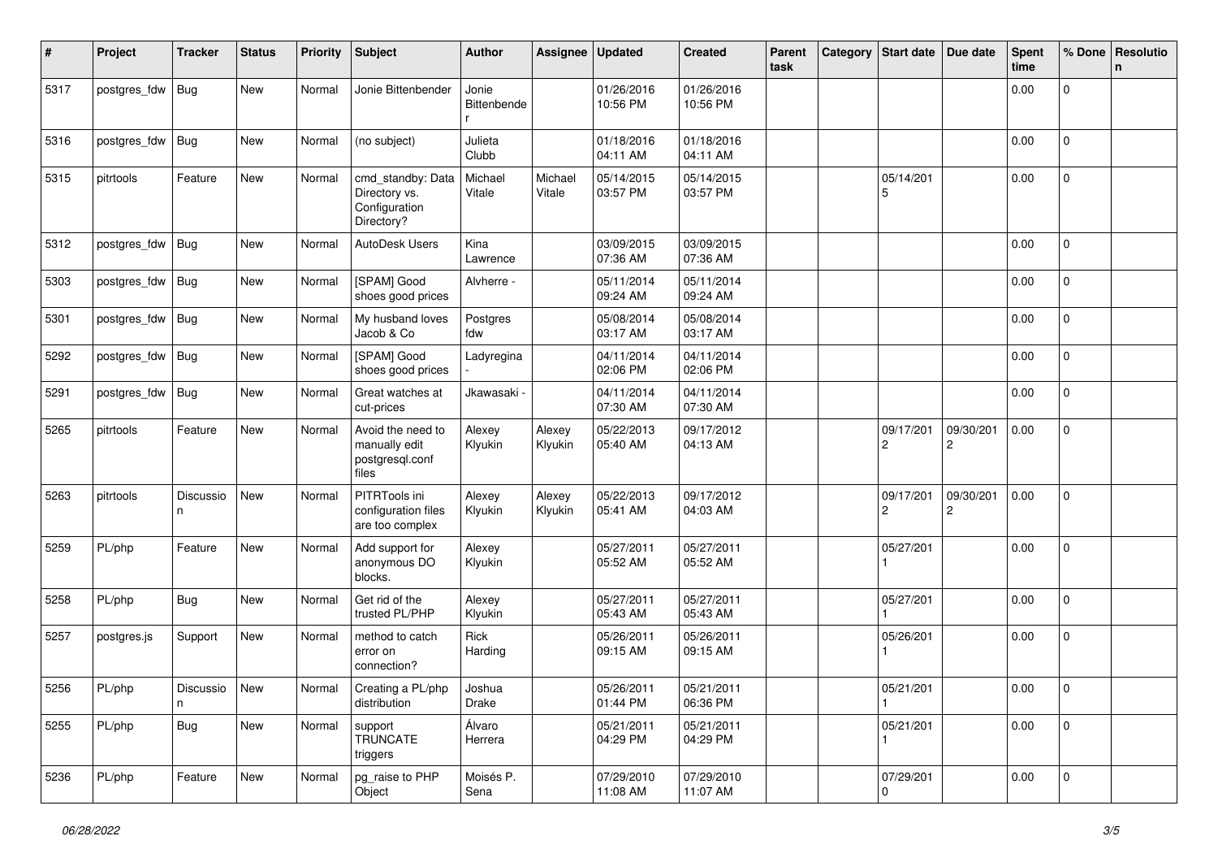| # | Project | Tracker | Status | Priority | Subject | Author | Assignee | Updated | Created | Parent task | Category | Start date | Due date | Spent time | % Done | Resolution |
|---|---|---|---|---|---|---|---|---|---|---|---|---|---|---|---|---|
| 5317 | postgres_fdw | Bug | New | Normal | Jonie Bittenbender | Jonie Bittenbender | | 01/26/2016 10:56 PM | 01/26/2016 10:56 PM | | | | | 0.00 | 0 | |
| 5316 | postgres_fdw | Bug | New | Normal | (no subject) | Julieta Clubb | | 01/18/2016 04:11 AM | 01/18/2016 04:11 AM | | | | | 0.00 | 0 | |
| 5315 | pitrtools | Feature | New | Normal | cmd_standby: Data Directory vs. Configuration Directory? | Michael Vitale | Michael Vitale | 05/14/2015 03:57 PM | 05/14/2015 03:57 PM | | | 05/14/2015 | | 0.00 | 0 | |
| 5312 | postgres_fdw | Bug | New | Normal | AutoDesk Users | Kina Lawrence | | 03/09/2015 07:36 AM | 03/09/2015 07:36 AM | | | | | 0.00 | 0 | |
| 5303 | postgres_fdw | Bug | New | Normal | [SPAM] Good shoes good prices | Alvherre - | | 05/11/2014 09:24 AM | 05/11/2014 09:24 AM | | | | | 0.00 | 0 | |
| 5301 | postgres_fdw | Bug | New | Normal | My husband loves Jacob & Co | Postgres fdw | | 05/08/2014 03:17 AM | 05/08/2014 03:17 AM | | | | | 0.00 | 0 | |
| 5292 | postgres_fdw | Bug | New | Normal | [SPAM] Good shoes good prices | Ladyregina - | | 04/11/2014 02:06 PM | 04/11/2014 02:06 PM | | | | | 0.00 | 0 | |
| 5291 | postgres_fdw | Bug | New | Normal | Great watches at cut-prices | Jkawasaki - | | 04/11/2014 07:30 AM | 04/11/2014 07:30 AM | | | | | 0.00 | 0 | |
| 5265 | pitrtools | Feature | New | Normal | Avoid the need to manually edit postgresql.conf files | Alexey Klyukin | Alexey Klyukin | 05/22/2013 05:40 AM | 09/17/2012 04:13 AM | | | 09/17/2012 | 09/30/2012 | 0.00 | 0 | |
| 5263 | pitrtools | Discussion | New | Normal | PITRTools ini configuration files are too complex | Alexey Klyukin | Alexey Klyukin | 05/22/2013 05:41 AM | 09/17/2012 04:03 AM | | | 09/17/2012 | 09/30/2012 | 0.00 | 0 | |
| 5259 | PL/php | Feature | New | Normal | Add support for anonymous DO blocks. | Alexey Klyukin | | 05/27/2011 05:52 AM | 05/27/2011 05:52 AM | | | 05/27/2011 | | 0.00 | 0 | |
| 5258 | PL/php | Bug | New | Normal | Get rid of the trusted PL/PHP | Alexey Klyukin | | 05/27/2011 05:43 AM | 05/27/2011 05:43 AM | | | 05/27/2011 | | 0.00 | 0 | |
| 5257 | postgres.js | Support | New | Normal | method to catch error on connection? | Rick Harding | | 05/26/2011 09:15 AM | 05/26/2011 09:15 AM | | | 05/26/2011 | | 0.00 | 0 | |
| 5256 | PL/php | Discussion | New | Normal | Creating a PL/php distribution | Joshua Drake | | 05/26/2011 01:44 PM | 05/21/2011 06:36 PM | | | 05/21/2011 | | 0.00 | 0 | |
| 5255 | PL/php | Bug | New | Normal | support TRUNCATE triggers | Álvaro Herrera | | 05/21/2011 04:29 PM | 05/21/2011 04:29 PM | | | 05/21/2011 | | 0.00 | 0 | |
| 5236 | PL/php | Feature | New | Normal | pg_raise to PHP Object | Moisés P. Sena | | 07/29/2010 11:08 AM | 07/29/2010 11:07 AM | | | 07/29/2010 | | 0.00 | 0 | |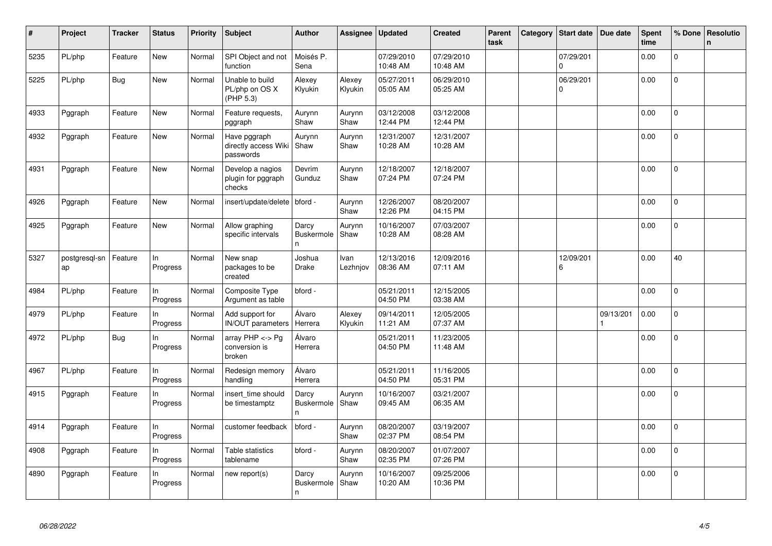| # | Project | Tracker | Status | Priority | Subject | Author | Assignee | Updated | Created | Parent task | Category | Start date | Due date | Spent time | % Done | Resolution |
|---|---|---|---|---|---|---|---|---|---|---|---|---|---|---|---|---|
| 5235 | PL/php | Feature | New | Normal | SPI Object and not function | Moisés P. Sena | | 07/29/2010 10:48 AM | 07/29/2010 10:48 AM | | | 07/29/2010 | | 0.00 | 0 | |
| 5225 | PL/php | Bug | New | Normal | Unable to build PL/php on OS X (PHP 5.3) | Alexey Klyukin | Alexey Klyukin | 05/27/2011 05:05 AM | 06/29/2010 05:25 AM | | | 06/29/2010 | | 0.00 | 0 | |
| 4933 | Pggraph | Feature | New | Normal | Feature requests, pggraph | Aurynn Shaw | Aurynn Shaw | 03/12/2008 12:44 PM | 03/12/2008 12:44 PM | | | | | 0.00 | 0 | |
| 4932 | Pggraph | Feature | New | Normal | Have pggraph directly access Wiki passwords | Aurynn Shaw | Aurynn Shaw | 12/31/2007 10:28 AM | 12/31/2007 10:28 AM | | | | | 0.00 | 0 | |
| 4931 | Pggraph | Feature | New | Normal | Develop a nagios plugin for pggraph checks | Devrim Gunduz | Aurynn Shaw | 12/18/2007 07:24 PM | 12/18/2007 07:24 PM | | | | | 0.00 | 0 | |
| 4926 | Pggraph | Feature | New | Normal | insert/update/delete | bford - | Aurynn Shaw | 12/26/2007 12:26 PM | 08/20/2007 04:15 PM | | | | | 0.00 | 0 | |
| 4925 | Pggraph | Feature | New | Normal | Allow graphing specific intervals | Darcy Buskermolen | Aurynn Shaw | 10/16/2007 10:28 AM | 07/03/2007 08:28 AM | | | | | 0.00 | 0 | |
| 5327 | postgresql-snap | Feature | In Progress | Normal | New snap packages to be created | Joshua Drake | Ivan Lezhnjov | 12/13/2016 08:36 AM | 12/09/2016 07:11 AM | | | 12/09/2016 | | 0.00 | 40 | |
| 4984 | PL/php | Feature | In Progress | Normal | Composite Type Argument as table | bford - | | 05/21/2011 04:50 PM | 12/15/2005 03:38 AM | | | | | 0.00 | 0 | |
| 4979 | PL/php | Feature | In Progress | Normal | Add support for IN/OUT parameters | Álvaro Herrera | Alexey Klyukin | 09/14/2011 11:21 AM | 12/05/2005 07:37 AM | | | | 09/13/2011 | 0.00 | 0 | |
| 4972 | PL/php | Bug | In Progress | Normal | array PHP <-> Pg conversion is broken | Álvaro Herrera | | 05/21/2011 04:50 PM | 11/23/2005 11:48 AM | | | | | 0.00 | 0 | |
| 4967 | PL/php | Feature | In Progress | Normal | Redesign memory handling | Álvaro Herrera | | 05/21/2011 04:50 PM | 11/16/2005 05:31 PM | | | | | 0.00 | 0 | |
| 4915 | Pggraph | Feature | In Progress | Normal | insert_time should be timestamptz | Darcy Buskermolen | Aurynn Shaw | 10/16/2007 09:45 AM | 03/21/2007 06:35 AM | | | | | 0.00 | 0 | |
| 4914 | Pggraph | Feature | In Progress | Normal | customer feedback | bford - | Aurynn Shaw | 08/20/2007 02:37 PM | 03/19/2007 08:54 PM | | | | | 0.00 | 0 | |
| 4908 | Pggraph | Feature | In Progress | Normal | Table statistics tablename | bford - | Aurynn Shaw | 08/20/2007 02:35 PM | 01/07/2007 07:26 PM | | | | | 0.00 | 0 | |
| 4890 | Pggraph | Feature | In Progress | Normal | new report(s) | Darcy Buskermolen | Aurynn Shaw | 10/16/2007 10:20 AM | 09/25/2006 10:36 PM | | | | | 0.00 | 0 | |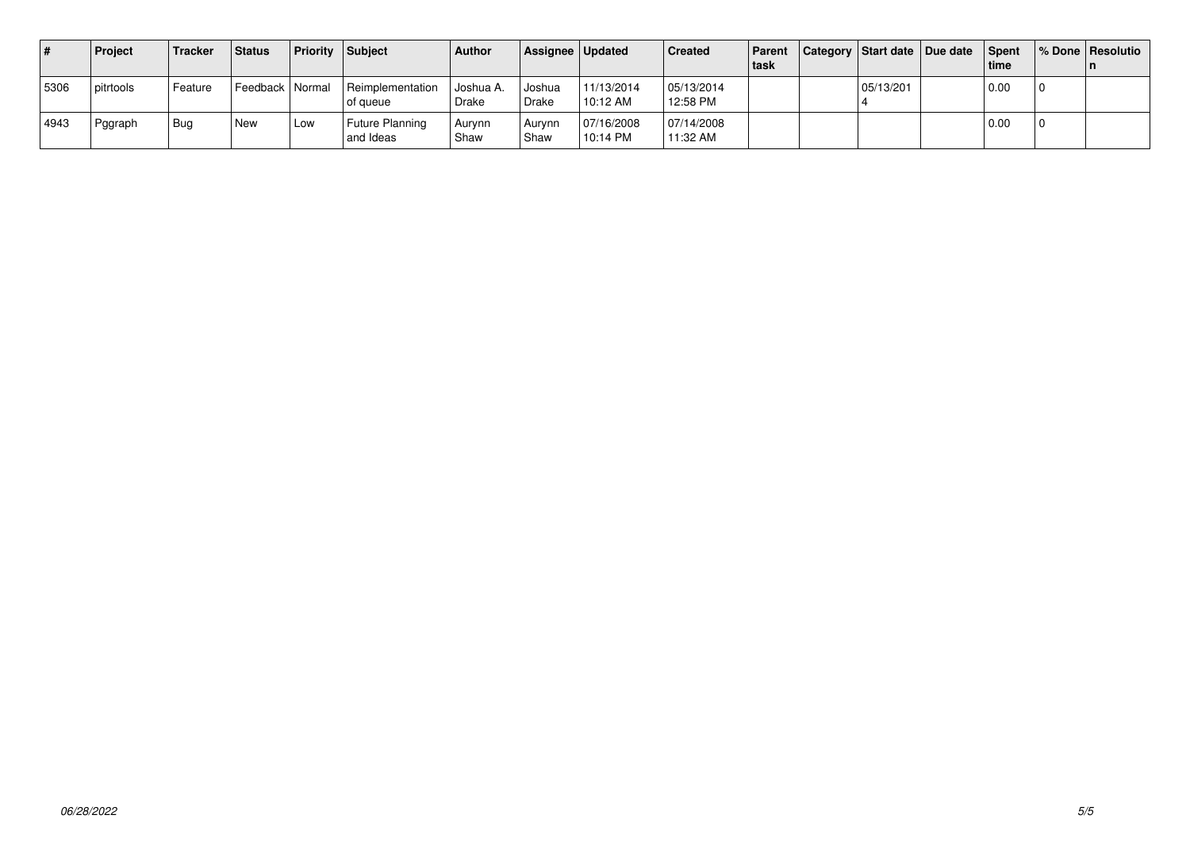| # | Project | Tracker | Status | Priority | Subject | Author | Assignee | Updated | Created | Parent task | Category | Start date | Due date | Spent time | % Done | Resolution |
|---|---|---|---|---|---|---|---|---|---|---|---|---|---|---|---|---|
| 5306 | pitrtools | Feature | Feedback | Normal | Reimplementation of queue | Joshua A. Drake | Joshua Drake | 11/13/2014 10:12 AM | 05/13/2014 12:58 PM | | | 05/13/2014 | | 0.00 | 0 | |
| 4943 | Pggraph | Bug | New | Low | Future Planning and Ideas | Aurynn Shaw | Aurynn Shaw | 07/16/2008 10:14 PM | 07/14/2008 11:32 AM | | | | | 0.00 | 0 | |